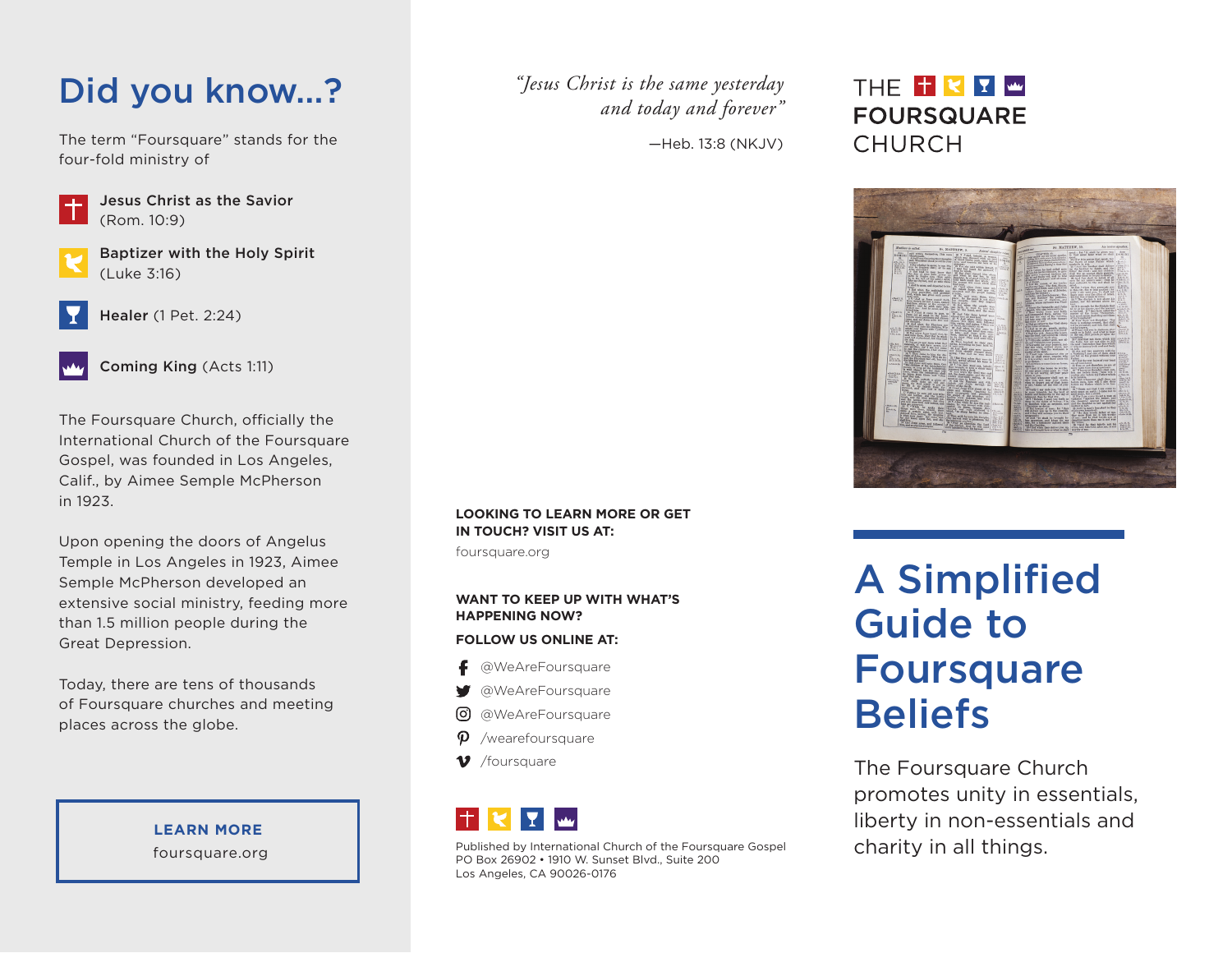# Did you know...?

The term "Foursquare" stands for the four-fold ministry of

- **Jesus Christ as the Savior** (Rom. 10:9)
- **Baptizer with the Holy Spirit** (Luke 3:16)
- **Healer** (1 Pet. 2:24)
- **Coming King** (Acts 1:11)

The Foursquare Church, officially the International Church of the Foursquare Gospel, was founded in Los Angeles, Calif., by Aimee Semple McPherson in 1923.

Upon opening the doors of Angelus Temple in Los Angeles in 1923, Aimee Semple McPherson developed an extensive social ministry, feeding more than 1.5 million people during the Great Depression.

Today, there are tens of thousands of Foursquare churches and meeting places across the globe.

**LEARN MORE**
foursquare.org

*"Jesus Christ is the same yesterday and today and forever"*

—Heb. 13:8 (NKJV)

**LOOKING TO LEARN MORE OR GET IN TOUCH? VISIT US AT:**

foursquare.org

**WANT TO KEEP UP WITH WHAT'S HAPPENING NOW?**

**FOLLOW US ONLINE AT:**

- @WeAreFoursquare
- @WeAreFoursquare
- @WeAreFoursquare
- /wearefoursquare
- /foursquare

Published by International Church of the Foursquare Gospel
PO Box 26902 • 1910 W. Sunset Blvd., Suite 200
Los Angeles, CA 90026-0176

THE FOURSQUARE CHURCH

# A Simplified Guide to Foursquare Beliefs

The Foursquare Church promotes unity in essentials, liberty in non-essentials and charity in all things.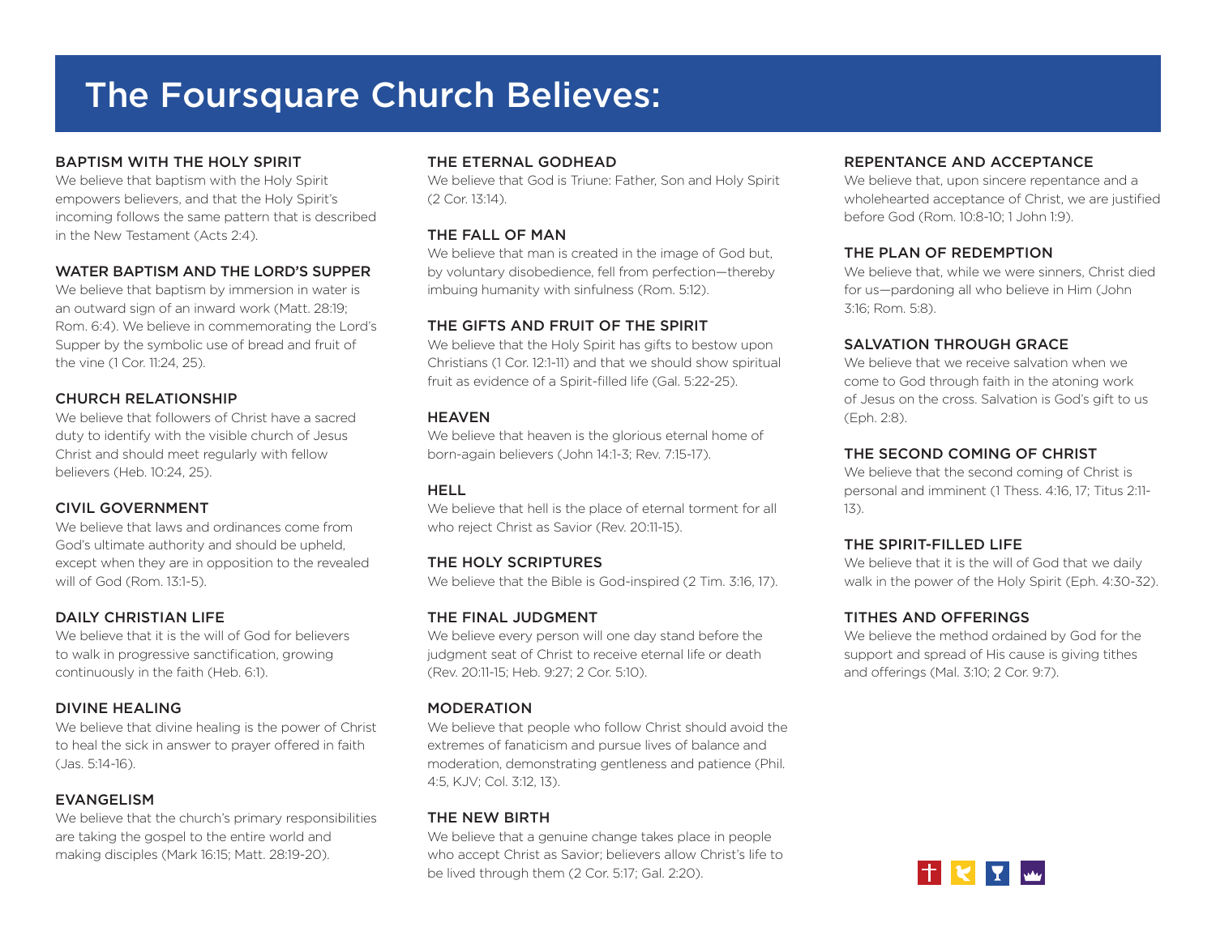# The Foursquare Church Believes:

## BAPTISM WITH THE HOLY SPIRIT

We believe that baptism with the Holy Spirit empowers believers, and that the Holy Spirit's incoming follows the same pattern that is described in the New Testament (Acts 2:4).

## WATER BAPTISM AND THE LORD'S SUPPER

We believe that baptism by immersion in water is an outward sign of an inward work (Matt. 28:19; Rom. 6:4). We believe in commemorating the Lord's Supper by the symbolic use of bread and fruit of the vine (1 Cor. 11:24, 25).

## CHURCH RELATIONSHIP

We believe that followers of Christ have a sacred duty to identify with the visible church of Jesus Christ and should meet regularly with fellow believers (Heb. 10:24, 25).

## CIVIL GOVERNMENT

We believe that laws and ordinances come from God's ultimate authority and should be upheld, except when they are in opposition to the revealed will of God (Rom. 13:1-5).

## DAILY CHRISTIAN LIFE

We believe that it is the will of God for believers to walk in progressive sanctification, growing continuously in the faith (Heb. 6:1).

## DIVINE HEALING

We believe that divine healing is the power of Christ to heal the sick in answer to prayer offered in faith (Jas. 5:14-16).

## EVANGELISM

We believe that the church's primary responsibilities are taking the gospel to the entire world and making disciples (Mark 16:15; Matt. 28:19-20).

## THE ETERNAL GODHEAD

We believe that God is Triune: Father, Son and Holy Spirit (2 Cor. 13:14).

## THE FALL OF MAN

We believe that man is created in the image of God but, by voluntary disobedience, fell from perfection—thereby imbuing humanity with sinfulness (Rom. 5:12).

## THE GIFTS AND FRUIT OF THE SPIRIT

We believe that the Holy Spirit has gifts to bestow upon Christians (1 Cor. 12:1-11) and that we should show spiritual fruit as evidence of a Spirit-filled life (Gal. 5:22-25).

## HEAVEN

We believe that heaven is the glorious eternal home of born-again believers (John 14:1-3; Rev. 7:15-17).

## HELL

We believe that hell is the place of eternal torment for all who reject Christ as Savior (Rev. 20:11-15).

## THE HOLY SCRIPTURES

We believe that the Bible is God-inspired (2 Tim. 3:16, 17).

## THE FINAL JUDGMENT

We believe every person will one day stand before the judgment seat of Christ to receive eternal life or death (Rev. 20:11-15; Heb. 9:27; 2 Cor. 5:10).

## MODERATION

We believe that people who follow Christ should avoid the extremes of fanaticism and pursue lives of balance and moderation, demonstrating gentleness and patience (Phil. 4:5, KJV; Col. 3:12, 13).

## THE NEW BIRTH

We believe that a genuine change takes place in people who accept Christ as Savior; believers allow Christ's life to be lived through them (2 Cor. 5:17; Gal. 2:20).

## REPENTANCE AND ACCEPTANCE

We believe that, upon sincere repentance and a wholehearted acceptance of Christ, we are justified before God (Rom. 10:8-10; 1 John 1:9).

## THE PLAN OF REDEMPTION

We believe that, while we were sinners, Christ died for us—pardoning all who believe in Him (John 3:16; Rom. 5:8).

## SALVATION THROUGH GRACE

We believe that we receive salvation when we come to God through faith in the atoning work of Jesus on the cross. Salvation is God's gift to us (Eph. 2:8).

## THE SECOND COMING OF CHRIST

We believe that the second coming of Christ is personal and imminent (1 Thess. 4:16, 17; Titus 2:11-13).

## THE SPIRIT-FILLED LIFE

We believe that it is the will of God that we daily walk in the power of the Holy Spirit (Eph. 4:30-32).

## TITHES AND OFFERINGS

We believe the method ordained by God for the support and spread of His cause is giving tithes and offerings (Mal. 3:10; 2 Cor. 9:7).